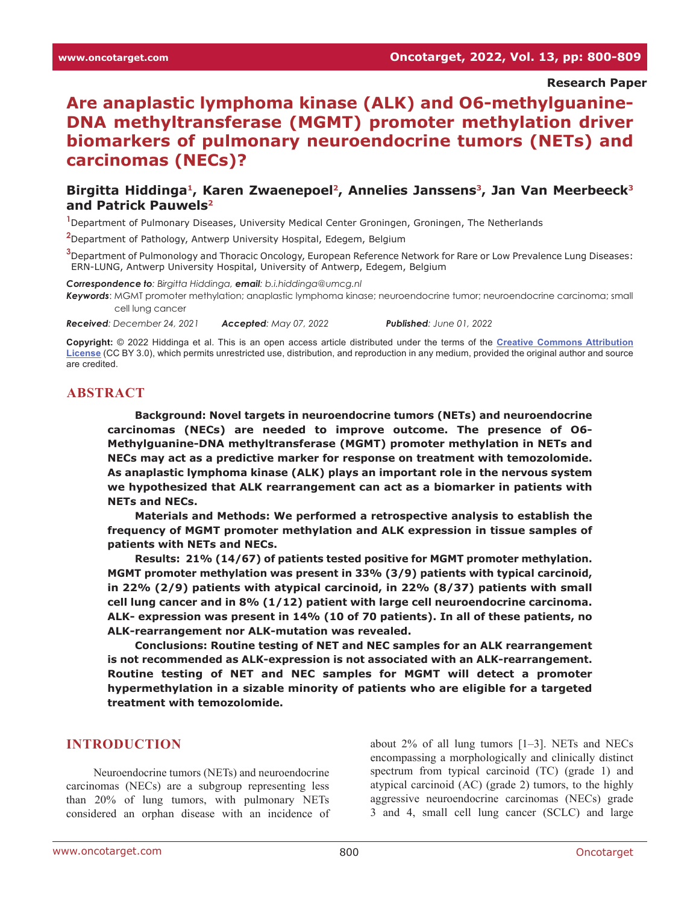Research Paper

# Are anaplastic lymphoma kinase (ALK) and O6-methylguanine-DNA methyltransferase (MGMT) promoter methylation driver biomarkers of pulmonary neuroendocrine tumors (NETs) and carcinomas (NECs)?

**Birgitta Hiddinga[1], Karen Zwaenepoel[2], Annelies Janssens[3], Jan Van Meerbeeck[3] and Patrick Pauwels[2]**

[1]Department of Pulmonary Diseases, University Medical Center Groningen, Groningen, The Netherlands

[2]Department of Pathology, Antwerp University Hospital, Edegem, Belgium

[3]Department of Pulmonology and Thoracic Oncology, European Reference Network for Rare or Low Prevalence Lung Diseases: ERN-LUNG, Antwerp University Hospital, University of Antwerp, Edegem, Belgium

***Correspondence to:*** *Birgitta Hiddinga,* ***email:*** *b.i.hiddinga@umcg.nl*

***Keywords***: MGMT promoter methylation; anaplastic lymphoma kinase; neuroendocrine tumor; neuroendocrine carcinoma; small cell lung cancer

***Received:*** *December 24, 2021* ***Accepted:*** *May 07, 2022* ***Published:*** *June 01, 2022*

**Copyright:** © 2022 Hiddinga et al. This is an open access article distributed under the terms of the Creative Commons Attribution License (CC BY 3.0), which permits unrestricted use, distribution, and reproduction in any medium, provided the original author and source are credited.

## ABSTRACT

**Background: Novel targets in neuroendocrine tumors (NETs) and neuroendocrine carcinomas (NECs) are needed to improve outcome. The presence of O6-Methylguanine-DNA methyltransferase (MGMT) promoter methylation in NETs and NECs may act as a predictive marker for response on treatment with temozolomide. As anaplastic lymphoma kinase (ALK) plays an important role in the nervous system we hypothesized that ALK rearrangement can act as a biomarker in patients with NETs and NECs.**

**Materials and Methods: We performed a retrospective analysis to establish the frequency of MGMT promoter methylation and ALK expression in tissue samples of patients with NETs and NECs.**

**Results: 21% (14/67) of patients tested positive for MGMT promoter methylation. MGMT promoter methylation was present in 33% (3/9) patients with typical carcinoid, in 22% (2/9) patients with atypical carcinoid, in 22% (8/37) patients with small cell lung cancer and in 8% (1/12) patient with large cell neuroendocrine carcinoma. ALK- expression was present in 14% (10 of 70 patients). In all of these patients, no ALK-rearrangement nor ALK-mutation was revealed.**

**Conclusions: Routine testing of NET and NEC samples for an ALK rearrangement is not recommended as ALK-expression is not associated with an ALK-rearrangement. Routine testing of NET and NEC samples for MGMT will detect a promoter hypermethylation in a sizable minority of patients who are eligible for a targeted treatment with temozolomide.**

## INTRODUCTION

Neuroendocrine tumors (NETs) and neuroendocrine carcinomas (NECs) are a subgroup representing less than 20% of lung tumors, with pulmonary NETs considered an orphan disease with an incidence of about 2% of all lung tumors [1–3]. NETs and NECs encompassing a morphologically and clinically distinct spectrum from typical carcinoid (TC) (grade 1) and atypical carcinoid (AC) (grade 2) tumors, to the highly aggressive neuroendocrine carcinomas (NECs) grade 3 and 4, small cell lung cancer (SCLC) and large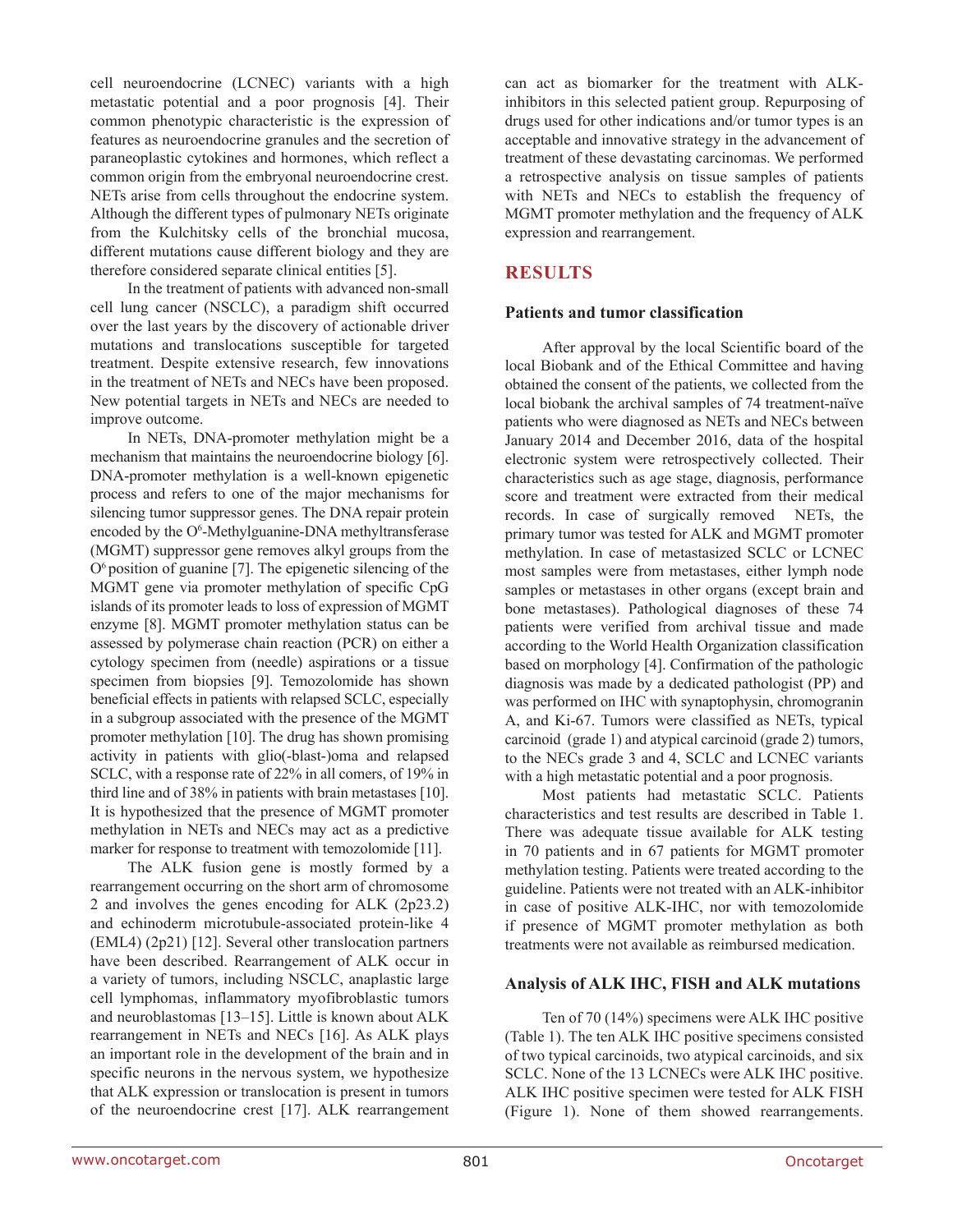cell neuroendocrine (LCNEC) variants with a high metastatic potential and a poor prognosis [4]. Their common phenotypic characteristic is the expression of features as neuroendocrine granules and the secretion of paraneoplastic cytokines and hormones, which reflect a common origin from the embryonal neuroendocrine crest. NETs arise from cells throughout the endocrine system. Although the different types of pulmonary NETs originate from the Kulchitsky cells of the bronchial mucosa, different mutations cause different biology and they are therefore considered separate clinical entities [5].

In the treatment of patients with advanced non-small cell lung cancer (NSCLC), a paradigm shift occurred over the last years by the discovery of actionable driver mutations and translocations susceptible for targeted treatment. Despite extensive research, few innovations in the treatment of NETs and NECs have been proposed. New potential targets in NETs and NECs are needed to improve outcome.

In NETs, DNA-promoter methylation might be a mechanism that maintains the neuroendocrine biology [6]. DNA-promoter methylation is a well-known epigenetic process and refers to one of the major mechanisms for silencing tumor suppressor genes. The DNA repair protein encoded by the $O^6$-Methylguanine-DNA methyltransferase (MGMT) suppressor gene removes alkyl groups from the $O^6$ position of guanine [7]. The epigenetic silencing of the MGMT gene via promoter methylation of specific CpG islands of its promoter leads to loss of expression of MGMT enzyme [8]. MGMT promoter methylation status can be assessed by polymerase chain reaction (PCR) on either a cytology specimen from (needle) aspirations or a tissue specimen from biopsies [9]. Temozolomide has shown beneficial effects in patients with relapsed SCLC, especially in a subgroup associated with the presence of the MGMT promoter methylation [10]. The drug has shown promising activity in patients with glio(-blast-)oma and relapsed SCLC, with a response rate of 22% in all comers, of 19% in third line and of 38% in patients with brain metastases [10]. It is hypothesized that the presence of MGMT promoter methylation in NETs and NECs may act as a predictive marker for response to treatment with temozolomide [11].

The ALK fusion gene is mostly formed by a rearrangement occurring on the short arm of chromosome 2 and involves the genes encoding for ALK (2p23.2) and echinoderm microtubule-associated protein-like 4 (EML4) (2p21) [12]. Several other translocation partners have been described. Rearrangement of ALK occur in a variety of tumors, including NSCLC, anaplastic large cell lymphomas, inflammatory myofibroblastic tumors and neuroblastomas [13–15]. Little is known about ALK rearrangement in NETs and NECs [16]. As ALK plays an important role in the development of the brain and in specific neurons in the nervous system, we hypothesize that ALK expression or translocation is present in tumors of the neuroendocrine crest [17]. ALK rearrangement can act as biomarker for the treatment with ALK-inhibitors in this selected patient group. Repurposing of drugs used for other indications and/or tumor types is an acceptable and innovative strategy in the advancement of treatment of these devastating carcinomas. We performed a retrospective analysis on tissue samples of patients with NETs and NECs to establish the frequency of MGMT promoter methylation and the frequency of ALK expression and rearrangement.

## RESULTS

### Patients and tumor classification

After approval by the local Scientific board of the local Biobank and of the Ethical Committee and having obtained the consent of the patients, we collected from the local biobank the archival samples of 74 treatment-naïve patients who were diagnosed as NETs and NECs between January 2014 and December 2016, data of the hospital electronic system were retrospectively collected. Their characteristics such as age stage, diagnosis, performance score and treatment were extracted from their medical records. In case of surgically removed NETs, the primary tumor was tested for ALK and MGMT promoter methylation. In case of metastasized SCLC or LCNEC most samples were from metastases, either lymph node samples or metastases in other organs (except brain and bone metastases). Pathological diagnoses of these 74 patients were verified from archival tissue and made according to the World Health Organization classification based on morphology [4]. Confirmation of the pathologic diagnosis was made by a dedicated pathologist (PP) and was performed on IHC with synaptophysin, chromogranin A, and Ki-67. Tumors were classified as NETs, typical carcinoid (grade 1) and atypical carcinoid (grade 2) tumors, to the NECs grade 3 and 4, SCLC and LCNEC variants with a high metastatic potential and a poor prognosis.

Most patients had metastatic SCLC. Patients characteristics and test results are described in Table 1. There was adequate tissue available for ALK testing in 70 patients and in 67 patients for MGMT promoter methylation testing. Patients were treated according to the guideline. Patients were not treated with an ALK-inhibitor in case of positive ALK-IHC, nor with temozolomide if presence of MGMT promoter methylation as both treatments were not available as reimbursed medication.

### Analysis of ALK IHC, FISH and ALK mutations

Ten of 70 (14%) specimens were ALK IHC positive (Table 1). The ten ALK IHC positive specimens consisted of two typical carcinoids, two atypical carcinoids, and six SCLC. None of the 13 LCNECs were ALK IHC positive. ALK IHC positive specimen were tested for ALK FISH (Figure 1). None of them showed rearrangements.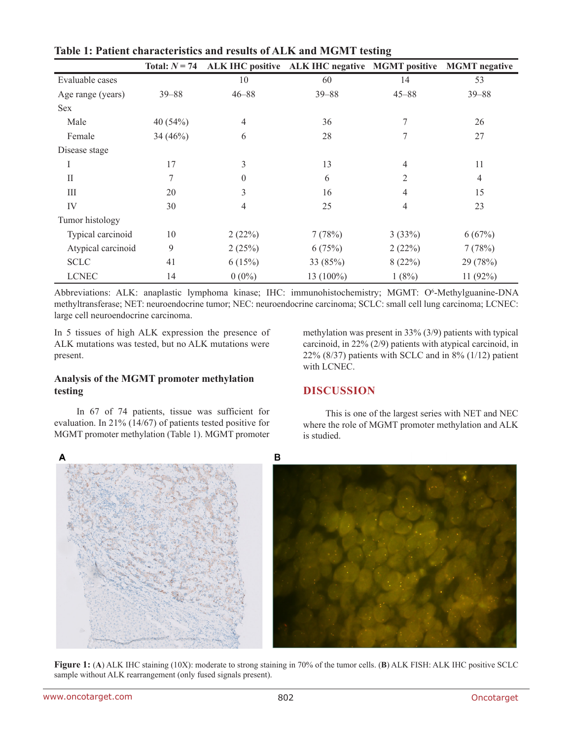**Table 1: Patient characteristics and results of ALK and MGMT testing**

| | Total: *N* = 74 | ALK IHC positive | ALK IHC negative | MGMT positive | MGMT negative |
|---|---|---|---|---|---|
| Evaluable cases | | 10 | 60 | 14 | 53 |
| Age range (years) | 39–88 | 46–88 | 39–88 | 45–88 | 39–88 |
| Sex | | | | | |
| Male | 40 (54%) | 4 | 36 | 7 | 26 |
| Female | 34 (46%) | 6 | 28 | 7 | 27 |
| Disease stage | | | | | |
| I | 17 | 3 | 13 | 4 | 11 |
| II | 7 | 0 | 6 | 2 | 4 |
| III | 20 | 3 | 16 | 4 | 15 |
| IV | 30 | 4 | 25 | 4 | 23 |
| Tumor histology | | | | | |
| Typical carcinoid | 10 | 2 (22%) | 7 (78%) | 3 (33%) | 6 (67%) |
| Atypical carcinoid | 9 | 2 (25%) | 6 (75%) | 2 (22%) | 7 (78%) |
| SCLC | 41 | 6 (15%) | 33 (85%) | 8 (22%) | 29 (78%) |
| LCNEC | 14 | 0 (0%) | 13 (100%) | 1 (8%) | 11 (92%) |

Abbreviations: ALK: anaplastic lymphoma kinase; IHC: immunohistochemistry; MGMT: O[6]-Methylguanine-DNA methyltransferase; NET: neuroendocrine tumor; NEC: neuroendocrine carcinoma; SCLC: small cell lung carcinoma; LCNEC: large cell neuroendocrine carcinoma.

In 5 tissues of high ALK expression the presence of ALK mutations was tested, but no ALK mutations were present.

### Analysis of the MGMT promoter methylation testing

In 67 of 74 patients, tissue was sufficient for evaluation. In 21% (14/67) of patients tested positive for MGMT promoter methylation (Table 1). MGMT promoter methylation was present in 33% (3/9) patients with typical carcinoid, in 22% (2/9) patients with atypical carcinoid, in 22% (8/37) patients with SCLC and in 8% (1/12) patient with LCNEC.

## DISCUSSION

This is one of the largest series with NET and NEC where the role of MGMT promoter methylation and ALK is studied.

**Figure 1:** (**A**) ALK IHC staining (10X): moderate to strong staining in 70% of the tumor cells. (**B**) ALK FISH: ALK IHC positive SCLC sample without ALK rearrangement (only fused signals present).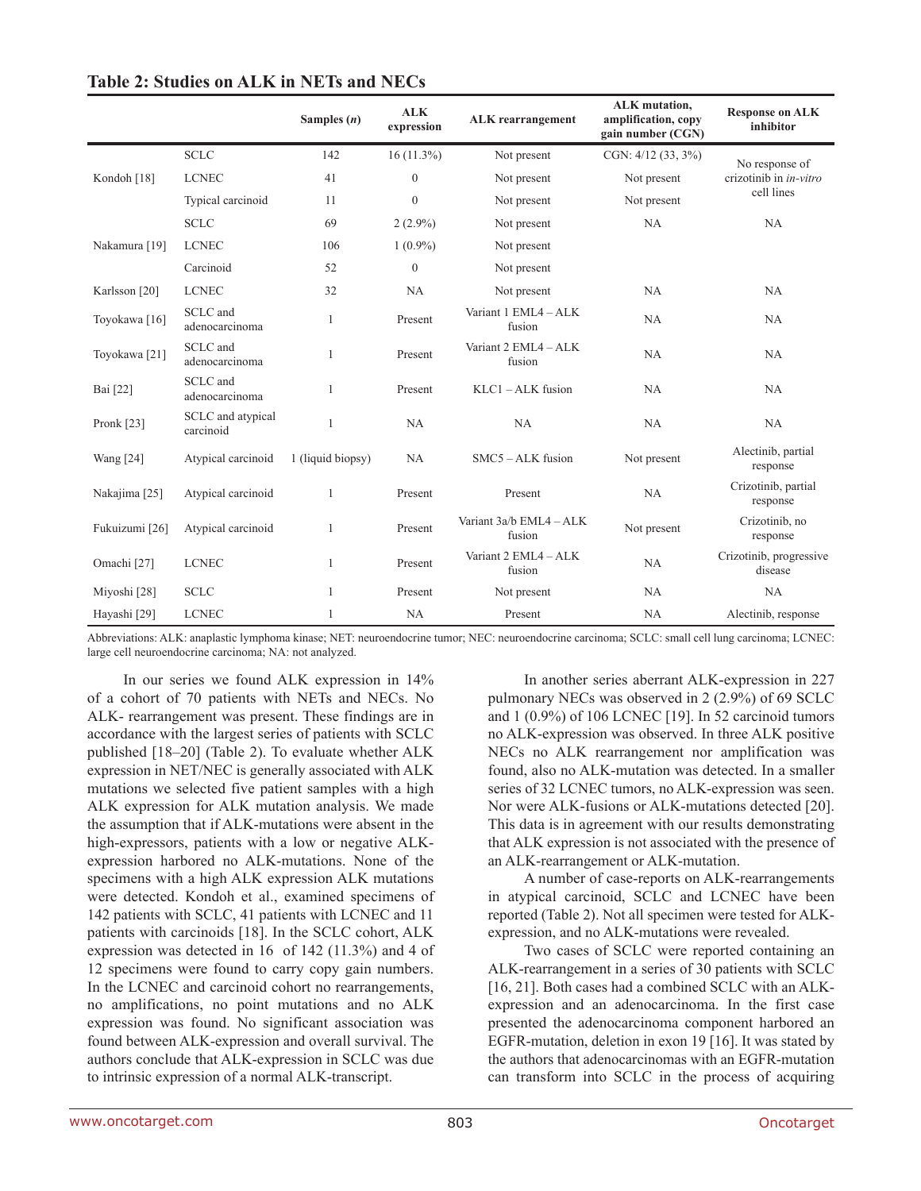**Table 2: Studies on ALK in NETs and NECs**

| | | Samples (*n*) | ALK expression | ALK rearrangement | ALK mutation, amplification, copy gain number (CGN) | Response on ALK inhibitor |
|---|---|---|---|---|---|---|
| Kondoh [18] | SCLC | 142 | 16 (11.3%) | Not present | CGN: 4/12 (33, 3%) | No response of crizotinib in *in-vitro* cell lines |
| | LCNEC | 41 | 0 | Not present | Not present | |
| | Typical carcinoid | 11 | 0 | Not present | Not present | |
| Nakamura [19] | SCLC | 69 | 2 (2.9%) | Not present | NA | NA |
| | LCNEC | 106 | 1 (0.9%) | Not present | | |
| | Carcinoid | 52 | 0 | Not present | | |
| Karlsson [20] | LCNEC | 32 | NA | Not present | NA | NA |
| Toyokawa [16] | SCLC and adenocarcinoma | 1 | Present | Variant 1 EML4 – ALK fusion | NA | NA |
| Toyokawa [21] | SCLC and adenocarcinoma | 1 | Present | Variant 2 EML4 – ALK fusion | NA | NA |
| Bai [22] | SCLC and adenocarcinoma | 1 | Present | KLC1 – ALK fusion | NA | NA |
| Pronk [23] | SCLC and atypical carcinoid | 1 | NA | NA | NA | NA |
| Wang [24] | Atypical carcinoid | 1 (liquid biopsy) | NA | SMC5 – ALK fusion | Not present | Alectinib, partial response |
| Nakajima [25] | Atypical carcinoid | 1 | Present | Present | NA | Crizotinib, partial response |
| Fukuizumi [26] | Atypical carcinoid | 1 | Present | Variant 3a/b EML4 – ALK fusion | Not present | Crizotinib, no response |
| Omachi [27] | LCNEC | 1 | Present | Variant 2 EML4 – ALK fusion | NA | Crizotinib, progressive disease |
| Miyoshi [28] | SCLC | 1 | Present | Not present | NA | NA |
| Hayashi [29] | LCNEC | 1 | NA | Present | NA | Alectinib, response |

Abbreviations: ALK: anaplastic lymphoma kinase; NET: neuroendocrine tumor; NEC: neuroendocrine carcinoma; SCLC: small cell lung carcinoma; LCNEC: large cell neuroendocrine carcinoma; NA: not analyzed.

In our series we found ALK expression in 14% of a cohort of 70 patients with NETs and NECs. No ALK- rearrangement was present. These findings are in accordance with the largest series of patients with SCLC published [18–20] (Table 2). To evaluate whether ALK expression in NET/NEC is generally associated with ALK mutations we selected five patient samples with a high ALK expression for ALK mutation analysis. We made the assumption that if ALK-mutations were absent in the high-expressors, patients with a low or negative ALK-expression harbored no ALK-mutations. None of the specimens with a high ALK expression ALK mutations were detected. Kondoh et al., examined specimens of 142 patients with SCLC, 41 patients with LCNEC and 11 patients with carcinoids [18]. In the SCLC cohort, ALK expression was detected in 16 of 142 (11.3%) and 4 of 12 specimens were found to carry copy gain numbers. In the LCNEC and carcinoid cohort no rearrangements, no amplifications, no point mutations and no ALK expression was found. No significant association was found between ALK-expression and overall survival. The authors conclude that ALK-expression in SCLC was due to intrinsic expression of a normal ALK-transcript.

In another series aberrant ALK-expression in 227 pulmonary NECs was observed in 2 (2.9%) of 69 SCLC and 1 (0.9%) of 106 LCNEC [19]. In 52 carcinoid tumors no ALK-expression was observed. In three ALK positive NECs no ALK rearrangement nor amplification was found, also no ALK-mutation was detected. In a smaller series of 32 LCNEC tumors, no ALK-expression was seen. Nor were ALK-fusions or ALK-mutations detected [20]. This data is in agreement with our results demonstrating that ALK expression is not associated with the presence of an ALK-rearrangement or ALK-mutation.

A number of case-reports on ALK-rearrangements in atypical carcinoid, SCLC and LCNEC have been reported (Table 2). Not all specimen were tested for ALK-expression, and no ALK-mutations were revealed.

Two cases of SCLC were reported containing an ALK-rearrangement in a series of 30 patients with SCLC [16, 21]. Both cases had a combined SCLC with an ALK-expression and an adenocarcinoma. In the first case presented the adenocarcinoma component harbored an EGFR-mutation, deletion in exon 19 [16]. It was stated by the authors that adenocarcinomas with an EGFR-mutation can transform into SCLC in the process of acquiring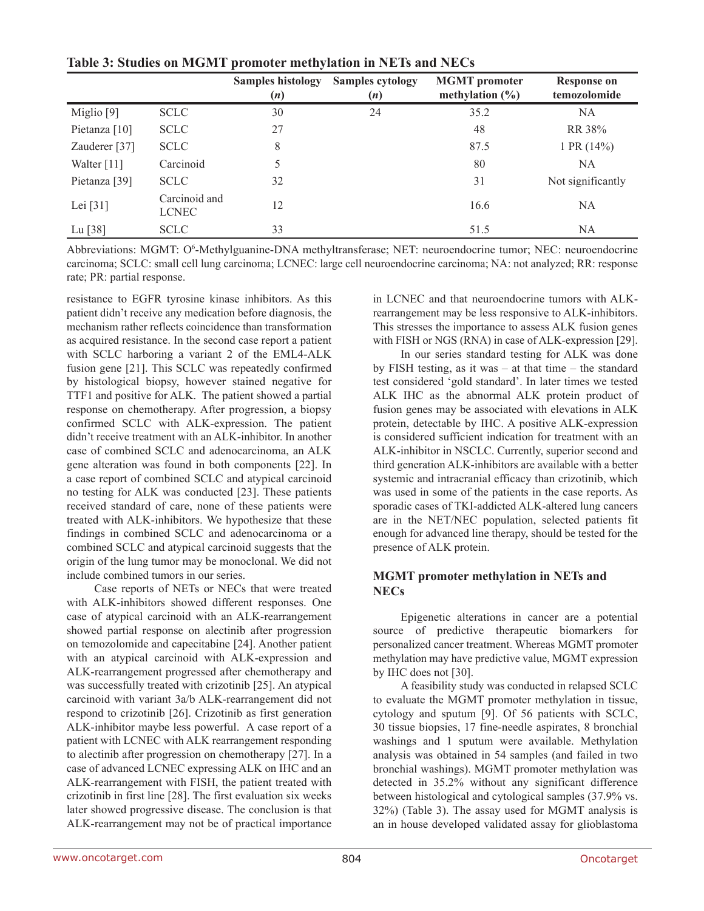**Table 3: Studies on MGMT promoter methylation in NETs and NECs**

| | | Samples histology (*n*) | Samples cytology (*n*) | MGMT promoter methylation (%) | Response on temozolomide |
|---|---|---|---|---|---|
| Miglio [9] | SCLC | 30 | 24 | 35.2 | NA |
| Pietanza [10] | SCLC | 27 | | 48 | RR 38% |
| Zauderer [37] | SCLC | 8 | | 87.5 | 1 PR (14%) |
| Walter [11] | Carcinoid | 5 | | 80 | NA |
| Pietanza [39] | SCLC | 32 | | 31 | Not significantly |
| Lei [31] | Carcinoid and LCNEC | 12 | | 16.6 | NA |
| Lu [38] | SCLC | 33 | | 51.5 | NA |

Abbreviations: MGMT: O[6]-Methylguanine-DNA methyltransferase; NET: neuroendocrine tumor; NEC: neuroendocrine carcinoma; SCLC: small cell lung carcinoma; LCNEC: large cell neuroendocrine carcinoma; NA: not analyzed; RR: response rate; PR: partial response.

resistance to EGFR tyrosine kinase inhibitors. As this patient didn't receive any medication before diagnosis, the mechanism rather reflects coincidence than transformation as acquired resistance. In the second case report a patient with SCLC harboring a variant 2 of the EML4-ALK fusion gene [21]. This SCLC was repeatedly confirmed by histological biopsy, however stained negative for TTF1 and positive for ALK. The patient showed a partial response on chemotherapy. After progression, a biopsy confirmed SCLC with ALK-expression. The patient didn't receive treatment with an ALK-inhibitor. In another case of combined SCLC and adenocarcinoma, an ALK gene alteration was found in both components [22]. In a case report of combined SCLC and atypical carcinoid no testing for ALK was conducted [23]. These patients received standard of care, none of these patients were treated with ALK-inhibitors. We hypothesize that these findings in combined SCLC and adenocarcinoma or a combined SCLC and atypical carcinoid suggests that the origin of the lung tumor may be monoclonal. We did not include combined tumors in our series.

Case reports of NETs or NECs that were treated with ALK-inhibitors showed different responses. One case of atypical carcinoid with an ALK-rearrangement showed partial response on alectinib after progression on temozolomide and capecitabine [24]. Another patient with an atypical carcinoid with ALK-expression and ALK-rearrangement progressed after chemotherapy and was successfully treated with crizotinib [25]. An atypical carcinoid with variant 3a/b ALK-rearrangement did not respond to crizotinib [26]. Crizotinib as first generation ALK-inhibitor maybe less powerful. A case report of a patient with LCNEC with ALK rearrangement responding to alectinib after progression on chemotherapy [27]. In a case of advanced LCNEC expressing ALK on IHC and an ALK-rearrangement with FISH, the patient treated with crizotinib in first line [28]. The first evaluation six weeks later showed progressive disease. The conclusion is that ALK-rearrangement may not be of practical importance in LCNEC and that neuroendocrine tumors with ALK-rearrangement may be less responsive to ALK-inhibitors. This stresses the importance to assess ALK fusion genes with FISH or NGS (RNA) in case of ALK-expression [29].

In our series standard testing for ALK was done by FISH testing, as it was – at that time – the standard test considered 'gold standard'. In later times we tested ALK IHC as the abnormal ALK protein product of fusion genes may be associated with elevations in ALK protein, detectable by IHC. A positive ALK-expression is considered sufficient indication for treatment with an ALK-inhibitor in NSCLC. Currently, superior second and third generation ALK-inhibitors are available with a better systemic and intracranial efficacy than crizotinib, which was used in some of the patients in the case reports. As sporadic cases of TKI-addicted ALK-altered lung cancers are in the NET/NEC population, selected patients fit enough for advanced line therapy, should be tested for the presence of ALK protein.

## MGMT promoter methylation in NETs and NECs

Epigenetic alterations in cancer are a potential source of predictive therapeutic biomarkers for personalized cancer treatment. Whereas MGMT promoter methylation may have predictive value, MGMT expression by IHC does not [30].

A feasibility study was conducted in relapsed SCLC to evaluate the MGMT promoter methylation in tissue, cytology and sputum [9]. Of 56 patients with SCLC, 30 tissue biopsies, 17 fine-needle aspirates, 8 bronchial washings and 1 sputum were available. Methylation analysis was obtained in 54 samples (and failed in two bronchial washings). MGMT promoter methylation was detected in 35.2% without any significant difference between histological and cytological samples (37.9% vs. 32%) (Table 3). The assay used for MGMT analysis is an in house developed validated assay for glioblastoma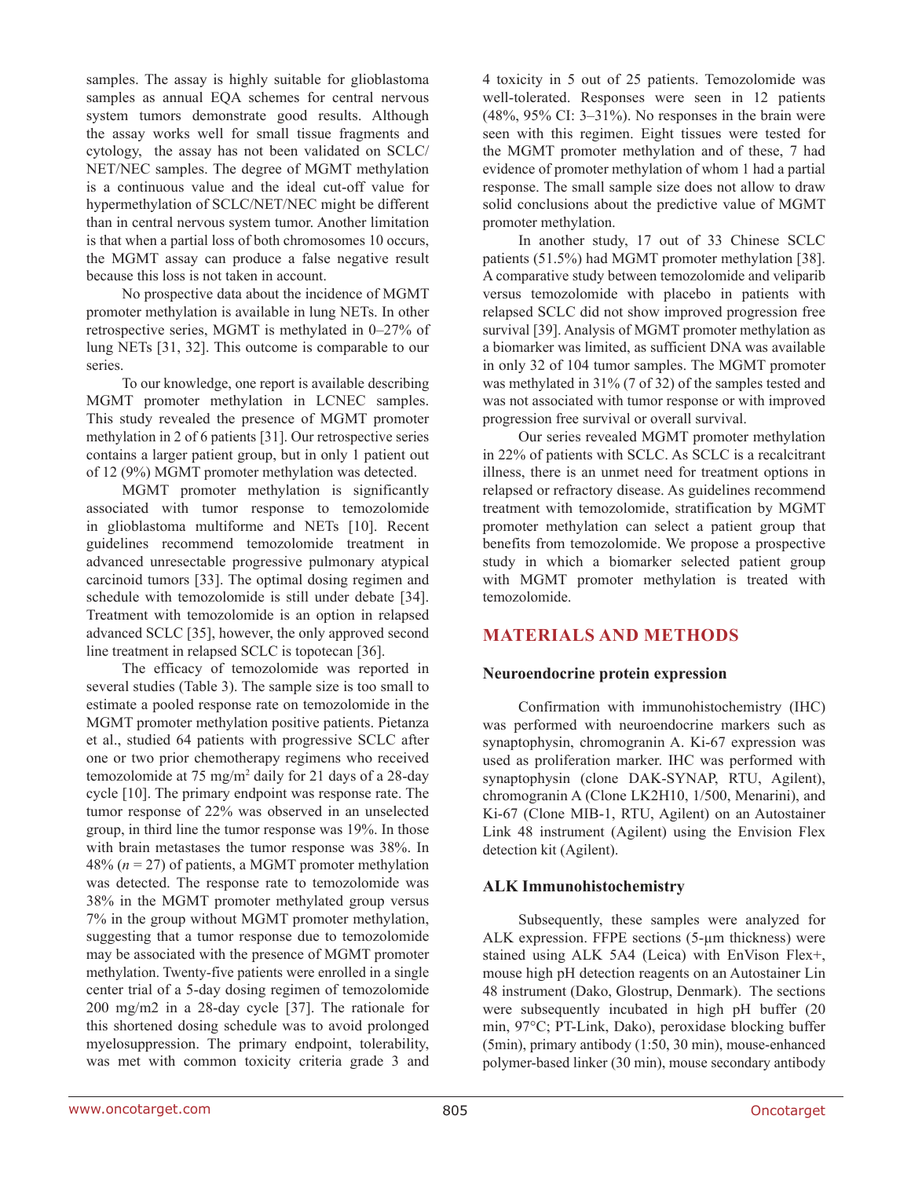samples. The assay is highly suitable for glioblastoma samples as annual EQA schemes for central nervous system tumors demonstrate good results. Although the assay works well for small tissue fragments and cytology, the assay has not been validated on SCLC/NET/NEC samples. The degree of MGMT methylation is a continuous value and the ideal cut-off value for hypermethylation of SCLC/NET/NEC might be different than in central nervous system tumor. Another limitation is that when a partial loss of both chromosomes 10 occurs, the MGMT assay can produce a false negative result because this loss is not taken in account.

No prospective data about the incidence of MGMT promoter methylation is available in lung NETs. In other retrospective series, MGMT is methylated in 0–27% of lung NETs [31, 32]. This outcome is comparable to our series.

To our knowledge, one report is available describing MGMT promoter methylation in LCNEC samples. This study revealed the presence of MGMT promoter methylation in 2 of 6 patients [31]. Our retrospective series contains a larger patient group, but in only 1 patient out of 12 (9%) MGMT promoter methylation was detected.

MGMT promoter methylation is significantly associated with tumor response to temozolomide in glioblastoma multiforme and NETs [10]. Recent guidelines recommend temozolomide treatment in advanced unresectable progressive pulmonary atypical carcinoid tumors [33]. The optimal dosing regimen and schedule with temozolomide is still under debate [34]. Treatment with temozolomide is an option in relapsed advanced SCLC [35], however, the only approved second line treatment in relapsed SCLC is topotecan [36].

The efficacy of temozolomide was reported in several studies (Table 3). The sample size is too small to estimate a pooled response rate on temozolomide in the MGMT promoter methylation positive patients. Pietanza et al., studied 64 patients with progressive SCLC after one or two prior chemotherapy regimens who received temozolomide at 75 mg/m$^2$ daily for 21 days of a 28-day cycle [10]. The primary endpoint was response rate. The tumor response of 22% was observed in an unselected group, in third line the tumor response was 19%. In those with brain metastases the tumor response was 38%. In 48% ($n = 27$) of patients, a MGMT promoter methylation was detected. The response rate to temozolomide was 38% in the MGMT promoter methylated group versus 7% in the group without MGMT promoter methylation, suggesting that a tumor response due to temozolomide may be associated with the presence of MGMT promoter methylation. Twenty-five patients were enrolled in a single center trial of a 5-day dosing regimen of temozolomide 200 mg/m2 in a 28-day cycle [37]. The rationale for this shortened dosing schedule was to avoid prolonged myelosuppression. The primary endpoint, tolerability, was met with common toxicity criteria grade 3 and 4 toxicity in 5 out of 25 patients. Temozolomide was well-tolerated. Responses were seen in 12 patients (48%, 95% CI: 3–31%). No responses in the brain were seen with this regimen. Eight tissues were tested for the MGMT promoter methylation and of these, 7 had evidence of promoter methylation of whom 1 had a partial response. The small sample size does not allow to draw solid conclusions about the predictive value of MGMT promoter methylation.

In another study, 17 out of 33 Chinese SCLC patients (51.5%) had MGMT promoter methylation [38]. A comparative study between temozolomide and veliparib versus temozolomide with placebo in patients with relapsed SCLC did not show improved progression free survival [39]. Analysis of MGMT promoter methylation as a biomarker was limited, as sufficient DNA was available in only 32 of 104 tumor samples. The MGMT promoter was methylated in 31% (7 of 32) of the samples tested and was not associated with tumor response or with improved progression free survival or overall survival.

Our series revealed MGMT promoter methylation in 22% of patients with SCLC. As SCLC is a recalcitrant illness, there is an unmet need for treatment options in relapsed or refractory disease. As guidelines recommend treatment with temozolomide, stratification by MGMT promoter methylation can select a patient group that benefits from temozolomide. We propose a prospective study in which a biomarker selected patient group with MGMT promoter methylation is treated with temozolomide.

## MATERIALS AND METHODS

### Neuroendocrine protein expression

Confirmation with immunohistochemistry (IHC) was performed with neuroendocrine markers such as synaptophysin, chromogranin A. Ki-67 expression was used as proliferation marker. IHC was performed with synaptophysin (clone DAK-SYNAP, RTU, Agilent), chromogranin A (Clone LK2H10, 1/500, Menarini), and Ki-67 (Clone MIB-1, RTU, Agilent) on an Autostainer Link 48 instrument (Agilent) using the Envision Flex detection kit (Agilent).

### ALK Immunohistochemistry

Subsequently, these samples were analyzed for ALK expression. FFPE sections (5-µm thickness) were stained using ALK 5A4 (Leica) with EnVison Flex+, mouse high pH detection reagents on an Autostainer Lin 48 instrument (Dako, Glostrup, Denmark). The sections were subsequently incubated in high pH buffer (20 min, 97°C; PT-Link, Dako), peroxidase blocking buffer (5min), primary antibody (1:50, 30 min), mouse-enhanced polymer-based linker (30 min), mouse secondary antibody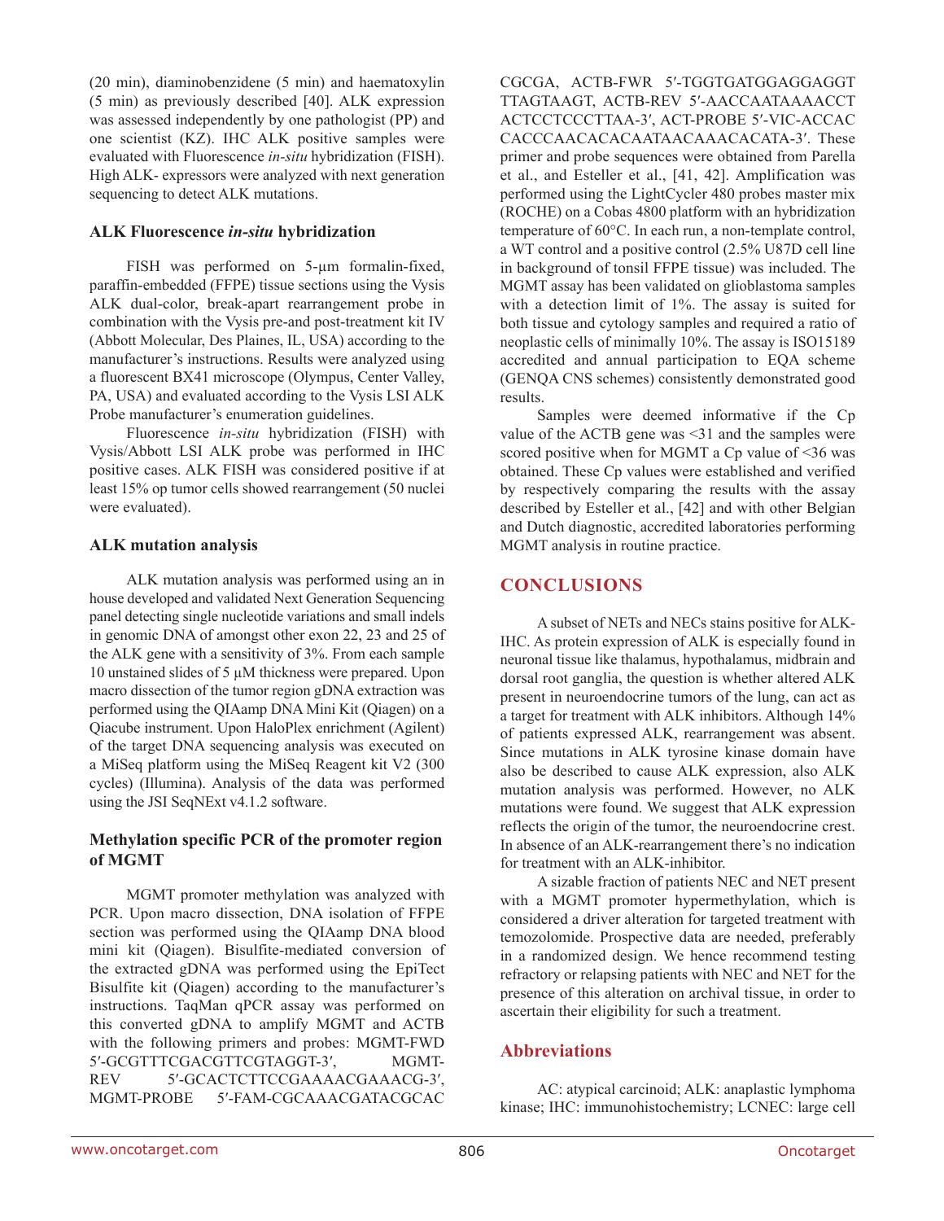(20 min), diaminobenzidene (5 min) and haematoxylin (5 min) as previously described [40]. ALK expression was assessed independently by one pathologist (PP) and one scientist (KZ). IHC ALK positive samples were evaluated with Fluorescence *in-situ* hybridization (FISH). High ALK- expressors were analyzed with next generation sequencing to detect ALK mutations.

### ALK Fluorescence *in-situ* hybridization

FISH was performed on 5-µm formalin-fixed, paraffin-embedded (FFPE) tissue sections using the Vysis ALK dual-color, break-apart rearrangement probe in combination with the Vysis pre-and post-treatment kit IV (Abbott Molecular, Des Plaines, IL, USA) according to the manufacturer's instructions. Results were analyzed using a fluorescent BX41 microscope (Olympus, Center Valley, PA, USA) and evaluated according to the Vysis LSI ALK Probe manufacturer's enumeration guidelines.

Fluorescence *in-situ* hybridization (FISH) with Vysis/Abbott LSI ALK probe was performed in IHC positive cases. ALK FISH was considered positive if at least 15% op tumor cells showed rearrangement (50 nuclei were evaluated).

### ALK mutation analysis

ALK mutation analysis was performed using an in house developed and validated Next Generation Sequencing panel detecting single nucleotide variations and small indels in genomic DNA of amongst other exon 22, 23 and 25 of the ALK gene with a sensitivity of 3%. From each sample 10 unstained slides of 5 µM thickness were prepared. Upon macro dissection of the tumor region gDNA extraction was performed using the QIAamp DNA Mini Kit (Qiagen) on a Qiacube instrument. Upon HaloPlex enrichment (Agilent) of the target DNA sequencing analysis was executed on a MiSeq platform using the MiSeq Reagent kit V2 (300 cycles) (Illumina). Analysis of the data was performed using the JSI SeqNExt v4.1.2 software.

### Methylation specific PCR of the promoter region of MGMT

MGMT promoter methylation was analyzed with PCR. Upon macro dissection, DNA isolation of FFPE section was performed using the QIAamp DNA blood mini kit (Qiagen). Bisulfite-mediated conversion of the extracted gDNA was performed using the EpiTect Bisulfite kit (Qiagen) according to the manufacturer's instructions. TaqMan qPCR assay was performed on this converted gDNA to amplify MGMT and ACTB with the following primers and probes: MGMT-FWD 5′-GCGTTTCGACGTTCGTAGGT-3′, MGMT-REV 5′-GCACTCTTCCGAAAACGAAACG-3′, MGMT-PROBE 5′-FAM-CGCAAACGATACGCACCGCGA, ACTB-FWR 5′-TGGTGATGGAGGAGGTTTAGTAAGT, ACTB-REV 5′-AACCAATAAAACCTACTCCTCCCTTAA-3′, ACT-PROBE 5′-VIC-ACCACCACCCAACACACAATAACAAACACATA-3′. These primer and probe sequences were obtained from Parella et al., and Esteller et al., [41, 42]. Amplification was performed using the LightCycler 480 probes master mix (ROCHE) on a Cobas 4800 platform with an hybridization temperature of 60°C. In each run, a non-template control, a WT control and a positive control (2.5% U87D cell line in background of tonsil FFPE tissue) was included. The MGMT assay has been validated on glioblastoma samples with a detection limit of 1%. The assay is suited for both tissue and cytology samples and required a ratio of neoplastic cells of minimally 10%. The assay is ISO15189 accredited and annual participation to EQA scheme (GENQA CNS schemes) consistently demonstrated good results.

Samples were deemed informative if the Cp value of the ACTB gene was <31 and the samples were scored positive when for MGMT a Cp value of <36 was obtained. These Cp values were established and verified by respectively comparing the results with the assay described by Esteller et al., [42] and with other Belgian and Dutch diagnostic, accredited laboratories performing MGMT analysis in routine practice.

## CONCLUSIONS

A subset of NETs and NECs stains positive for ALK-IHC. As protein expression of ALK is especially found in neuronal tissue like thalamus, hypothalamus, midbrain and dorsal root ganglia, the question is whether altered ALK present in neuroendocrine tumors of the lung, can act as a target for treatment with ALK inhibitors. Although 14% of patients expressed ALK, rearrangement was absent. Since mutations in ALK tyrosine kinase domain have also be described to cause ALK expression, also ALK mutation analysis was performed. However, no ALK mutations were found. We suggest that ALK expression reflects the origin of the tumor, the neuroendocrine crest. In absence of an ALK-rearrangement there's no indication for treatment with an ALK-inhibitor.

A sizable fraction of patients NEC and NET present with a MGMT promoter hypermethylation, which is considered a driver alteration for targeted treatment with temozolomide. Prospective data are needed, preferably in a randomized design. We hence recommend testing refractory or relapsing patients with NEC and NET for the presence of this alteration on archival tissue, in order to ascertain their eligibility for such a treatment.

## Abbreviations

AC: atypical carcinoid; ALK: anaplastic lymphoma kinase; IHC: immunohistochemistry; LCNEC: large cell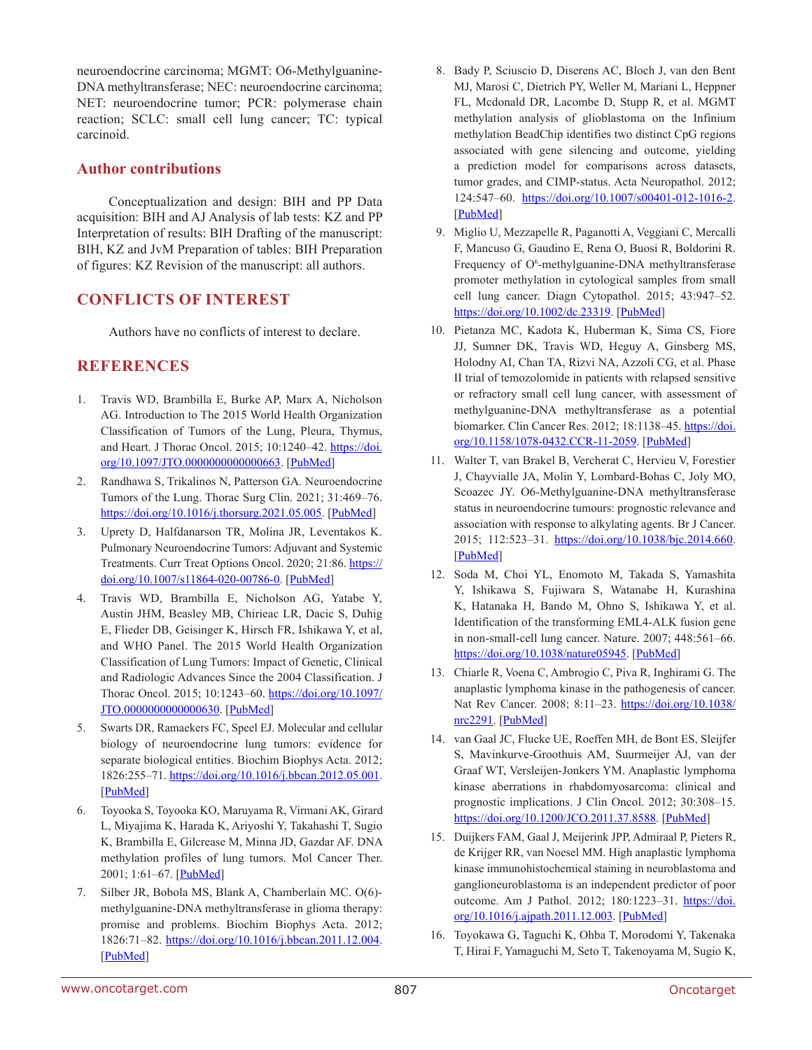neuroendocrine carcinoma; MGMT: O6-Methylguanine-DNA methyltransferase; NEC: neuroendocrine carcinoma; NET: neuroendocrine tumor; PCR: polymerase chain reaction; SCLC: small cell lung cancer; TC: typical carcinoid.

## Author contributions

Conceptualization and design: BIH and PP Data acquisition: BIH and AJ Analysis of lab tests: KZ and PP Interpretation of results: BIH Drafting of the manuscript: BIH, KZ and JvM Preparation of tables: BIH Preparation of figures: KZ Revision of the manuscript: all authors.

## CONFLICTS OF INTEREST

Authors have no conflicts of interest to declare.

## REFERENCES

1. Travis WD, Brambilla E, Burke AP, Marx A, Nicholson AG. Introduction to The 2015 World Health Organization Classification of Tumors of the Lung, Pleura, Thymus, and Heart. J Thorac Oncol. 2015; 10:1240–42. https://doi.org/10.1097/JTO.0000000000000663. [PubMed]
2. Randhawa S, Trikalinos N, Patterson GA. Neuroendocrine Tumors of the Lung. Thorac Surg Clin. 2021; 31:469–76. https://doi.org/10.1016/j.thorsurg.2021.05.005. [PubMed]
3. Uprety D, Halfdanarson TR, Molina JR, Leventakos K. Pulmonary Neuroendocrine Tumors: Adjuvant and Systemic Treatments. Curr Treat Options Oncol. 2020; 21:86. https://doi.org/10.1007/s11864-020-00786-0. [PubMed]
4. Travis WD, Brambilla E, Nicholson AG, Yatabe Y, Austin JHM, Beasley MB, Chirieac LR, Dacic S, Duhig E, Flieder DB, Geisinger K, Hirsch FR, Ishikawa Y, et al, and WHO Panel. The 2015 World Health Organization Classification of Lung Tumors: Impact of Genetic, Clinical and Radiologic Advances Since the 2004 Classification. J Thorac Oncol. 2015; 10:1243–60. https://doi.org/10.1097/JTO.0000000000000630. [PubMed]
5. Swarts DR, Ramaekers FC, Speel EJ. Molecular and cellular biology of neuroendocrine lung tumors: evidence for separate biological entities. Biochim Biophys Acta. 2012; 1826:255–71. https://doi.org/10.1016/j.bbcan.2012.05.001. [PubMed]
6. Toyooka S, Toyooka KO, Maruyama R, Virmani AK, Girard L, Miyajima K, Harada K, Ariyoshi Y, Takahashi T, Sugio K, Brambilla E, Gilcrease M, Minna JD, Gazdar AF. DNA methylation profiles of lung tumors. Mol Cancer Ther. 2001; 1:61–67. [PubMed]
7. Silber JR, Bobola MS, Blank A, Chamberlain MC. O(6)-methylguanine-DNA methyltransferase in glioma therapy: promise and problems. Biochim Biophys Acta. 2012; 1826:71–82. https://doi.org/10.1016/j.bbcan.2011.12.004. [PubMed]
8. Bady P, Sciuscio D, Diserens AC, Bloch J, van den Bent MJ, Marosi C, Dietrich PY, Weller M, Mariani L, Heppner FL, Mcdonald DR, Lacombe D, Stupp R, et al. MGMT methylation analysis of glioblastoma on the Infinium methylation BeadChip identifies two distinct CpG regions associated with gene silencing and outcome, yielding a prediction model for comparisons across datasets, tumor grades, and CIMP-status. Acta Neuropathol. 2012; 124:547–60. https://doi.org/10.1007/s00401-012-1016-2. [PubMed]
9. Miglio U, Mezzapelle R, Paganotti A, Veggiani C, Mercalli F, Mancuso G, Gaudino E, Rena O, Buosi R, Boldorini R. Frequency of O[6]-methylguanine-DNA methyltransferase promoter methylation in cytological samples from small cell lung cancer. Diagn Cytopathol. 2015; 43:947–52. https://doi.org/10.1002/dc.23319. [PubMed]
10. Pietanza MC, Kadota K, Huberman K, Sima CS, Fiore JJ, Sumner DK, Travis WD, Heguy A, Ginsberg MS, Holodny AI, Chan TA, Rizvi NA, Azzoli CG, et al. Phase II trial of temozolomide in patients with relapsed sensitive or refractory small cell lung cancer, with assessment of methylguanine-DNA methyltransferase as a potential biomarker. Clin Cancer Res. 2012; 18:1138–45. https://doi.org/10.1158/1078-0432.CCR-11-2059. [PubMed]
11. Walter T, van Brakel B, Vercherat C, Hervieu V, Forestier J, Chayvialle JA, Molin Y, Lombard-Bohas C, Joly MO, Scoazec JY. O6-Methylguanine-DNA methyltransferase status in neuroendocrine tumours: prognostic relevance and association with response to alkylating agents. Br J Cancer. 2015; 112:523–31. https://doi.org/10.1038/bjc.2014.660. [PubMed]
12. Soda M, Choi YL, Enomoto M, Takada S, Yamashita Y, Ishikawa S, Fujiwara S, Watanabe H, Kurashina K, Hatanaka H, Bando M, Ohno S, Ishikawa Y, et al. Identification of the transforming EML4-ALK fusion gene in non-small-cell lung cancer. Nature. 2007; 448:561–66. https://doi.org/10.1038/nature05945. [PubMed]
13. Chiarle R, Voena C, Ambrogio C, Piva R, Inghirami G. The anaplastic lymphoma kinase in the pathogenesis of cancer. Nat Rev Cancer. 2008; 8:11–23. https://doi.org/10.1038/nrc2291. [PubMed]
14. van Gaal JC, Flucke UE, Roeffen MH, de Bont ES, Sleijfer S, Mavinkurve-Groothuis AM, Suurmeijer AJ, van der Graaf WT, Versleijen-Jonkers YM. Anaplastic lymphoma kinase aberrations in rhabdomyosarcoma: clinical and prognostic implications. J Clin Oncol. 2012; 30:308–15. https://doi.org/10.1200/JCO.2011.37.8588. [PubMed]
15. Duijkers FAM, Gaal J, Meijerink JPP, Admiraal P, Pieters R, de Krijger RR, van Noesel MM. High anaplastic lymphoma kinase immunohistochemical staining in neuroblastoma and ganglioneuroblastoma is an independent predictor of poor outcome. Am J Pathol. 2012; 180:1223–31. https://doi.org/10.1016/j.ajpath.2011.12.003. [PubMed]
16. Toyokawa G, Taguchi K, Ohba T, Morodomi Y, Takenaka T, Hirai F, Yamaguchi M, Seto T, Takenoyama M, Sugio K,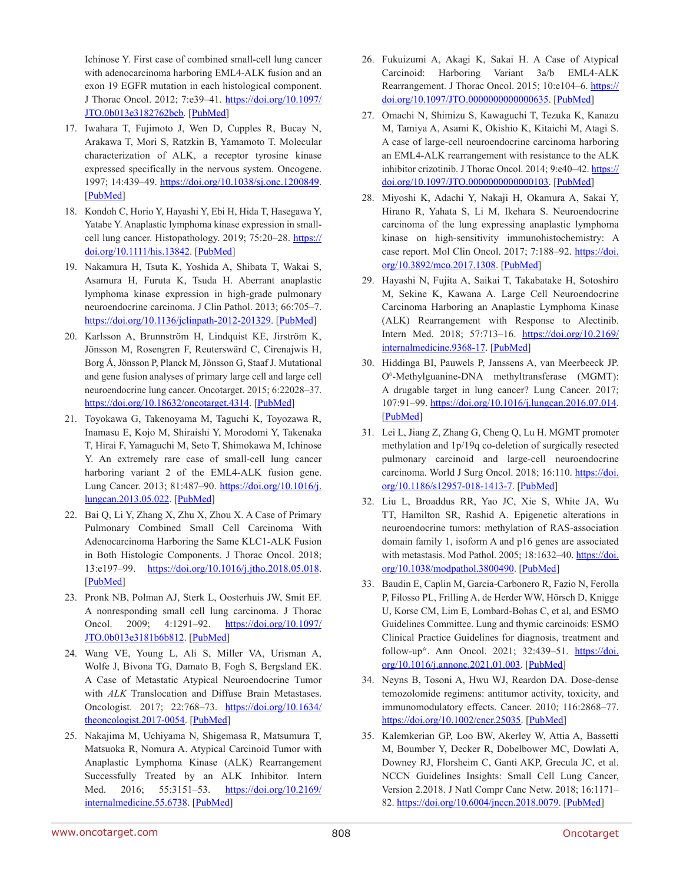Ichinose Y. First case of combined small-cell lung cancer with adenocarcinoma harboring EML4-ALK fusion and an exon 19 EGFR mutation in each histological component. J Thorac Oncol. 2012; 7:e39–41. https://doi.org/10.1097/JTO.0b013e3182762bcb. [PubMed]

17. Iwahara T, Fujimoto J, Wen D, Cupples R, Bucay N, Arakawa T, Mori S, Ratzkin B, Yamamoto T. Molecular characterization of ALK, a receptor tyrosine kinase expressed specifically in the nervous system. Oncogene. 1997; 14:439–49. https://doi.org/10.1038/sj.onc.1200849. [PubMed]

18. Kondoh C, Horio Y, Hayashi Y, Ebi H, Hida T, Hasegawa Y, Yatabe Y. Anaplastic lymphoma kinase expression in small-cell lung cancer. Histopathology. 2019; 75:20–28. https://doi.org/10.1111/his.13842. [PubMed]

19. Nakamura H, Tsuta K, Yoshida A, Shibata T, Wakai S, Asamura H, Furuta K, Tsuda H. Aberrant anaplastic lymphoma kinase expression in high-grade pulmonary neuroendocrine carcinoma. J Clin Pathol. 2013; 66:705–7. https://doi.org/10.1136/jclinpath-2012-201329. [PubMed]

20. Karlsson A, Brunnström H, Lindquist KE, Jirström K, Jönsson M, Rosengren F, Reuterswärd C, Cirenajwis H, Borg Å, Jönsson P, Planck M, Jönsson G, Staaf J. Mutational and gene fusion analyses of primary large cell and large cell neuroendocrine lung cancer. Oncotarget. 2015; 6:22028–37. https://doi.org/10.18632/oncotarget.4314. [PubMed]

21. Toyokawa G, Takenoyama M, Taguchi K, Toyozawa R, Inamasu E, Kojo M, Shiraishi Y, Morodomi Y, Takenaka T, Hirai F, Yamaguchi M, Seto T, Shimokawa M, Ichinose Y. An extremely rare case of small-cell lung cancer harboring variant 2 of the EML4-ALK fusion gene. Lung Cancer. 2013; 81:487–90. https://doi.org/10.1016/j.lungcan.2013.05.022. [PubMed]

22. Bai Q, Li Y, Zhang X, Zhu X, Zhou X. A Case of Primary Pulmonary Combined Small Cell Carcinoma With Adenocarcinoma Harboring the Same KLC1-ALK Fusion in Both Histologic Components. J Thorac Oncol. 2018; 13:e197–99. https://doi.org/10.1016/j.jtho.2018.05.018. [PubMed]

23. Pronk NB, Polman AJ, Sterk L, Oosterhuis JW, Smit EF. A nonresponding small cell lung carcinoma. J Thorac Oncol. 2009; 4:1291–92. https://doi.org/10.1097/JTO.0b013e3181b6b812. [PubMed]

24. Wang VE, Young L, Ali S, Miller VA, Urisman A, Wolfe J, Bivona TG, Damato B, Fogh S, Bergsland EK. A Case of Metastatic Atypical Neuroendocrine Tumor with *ALK* Translocation and Diffuse Brain Metastases. Oncologist. 2017; 22:768–73. https://doi.org/10.1634/theoncologist.2017-0054. [PubMed]

25. Nakajima M, Uchiyama N, Shigemasa R, Matsumura T, Matsuoka R, Nomura A. Atypical Carcinoid Tumor with Anaplastic Lymphoma Kinase (ALK) Rearrangement Successfully Treated by an ALK Inhibitor. Intern Med. 2016; 55:3151–53. https://doi.org/10.2169/internalmedicine.55.6738. [PubMed]

26. Fukuizumi A, Akagi K, Sakai H. A Case of Atypical Carcinoid: Harboring Variant 3a/b EML4-ALK Rearrangement. J Thorac Oncol. 2015; 10:e104–6. https://doi.org/10.1097/JTO.0000000000000635. [PubMed]

27. Omachi N, Shimizu S, Kawaguchi T, Tezuka K, Kanazu M, Tamiya A, Asami K, Okishio K, Kitaichi M, Atagi S. A case of large-cell neuroendocrine carcinoma harboring an EML4-ALK rearrangement with resistance to the ALK inhibitor crizotinib. J Thorac Oncol. 2014; 9:e40–42. https://doi.org/10.1097/JTO.0000000000000103. [PubMed]

28. Miyoshi K, Adachi Y, Nakaji H, Okamura A, Sakai Y, Hirano R, Yahata S, Li M, Ikehara S. Neuroendocrine carcinoma of the lung expressing anaplastic lymphoma kinase on high-sensitivity immunohistochemistry: A case report. Mol Clin Oncol. 2017; 7:188–92. https://doi.org/10.3892/mco.2017.1308. [PubMed]

29. Hayashi N, Fujita A, Saikai T, Takabatake H, Sotoshiro M, Sekine K, Kawana A. Large Cell Neuroendocrine Carcinoma Harboring an Anaplastic Lymphoma Kinase (ALK) Rearrangement with Response to Alectinib. Intern Med. 2018; 57:713–16. https://doi.org/10.2169/internalmedicine.9368-17. [PubMed]

30. Hiddinga BI, Pauwels P, Janssens A, van Meerbeeck JP. O[6]-Methylguanine-DNA methyltransferase (MGMT): A drugable target in lung cancer? Lung Cancer. 2017; 107:91–99. https://doi.org/10.1016/j.lungcan.2016.07.014. [PubMed]

31. Lei L, Jiang Z, Zhang G, Cheng Q, Lu H. MGMT promoter methylation and 1p/19q co-deletion of surgically resected pulmonary carcinoid and large-cell neuroendocrine carcinoma. World J Surg Oncol. 2018; 16:110. https://doi.org/10.1186/s12957-018-1413-7. [PubMed]

32. Liu L, Broaddus RR, Yao JC, Xie S, White JA, Wu TT, Hamilton SR, Rashid A. Epigenetic alterations in neuroendocrine tumors: methylation of RAS-association domain family 1, isoform A and p16 genes are associated with metastasis. Mod Pathol. 2005; 18:1632–40. https://doi.org/10.1038/modpathol.3800490. [PubMed]

33. Baudin E, Caplin M, Garcia-Carbonero R, Fazio N, Ferolla P, Filosso PL, Frilling A, de Herder WW, Hörsch D, Knigge U, Korse CM, Lim E, Lombard-Bohas C, et al, and ESMO Guidelines Committee. Lung and thymic carcinoids: ESMO Clinical Practice Guidelines for diagnosis, treatment and follow-up[☆]. Ann Oncol. 2021; 32:439–51. https://doi.org/10.1016/j.annonc.2021.01.003. [PubMed]

34. Neyns B, Tosoni A, Hwu WJ, Reardon DA. Dose-dense temozolomide regimens: antitumor activity, toxicity, and immunomodulatory effects. Cancer. 2010; 116:2868–77. https://doi.org/10.1002/cncr.25035. [PubMed]

35. Kalemkerian GP, Loo BW, Akerley W, Attia A, Bassetti M, Boumber Y, Decker R, Dobelbower MC, Dowlati A, Downey RJ, Florsheim C, Ganti AKP, Grecula JC, et al. NCCN Guidelines Insights: Small Cell Lung Cancer, Version 2.2018. J Natl Compr Canc Netw. 2018; 16:1171–82. https://doi.org/10.6004/jnccn.2018.0079. [PubMed]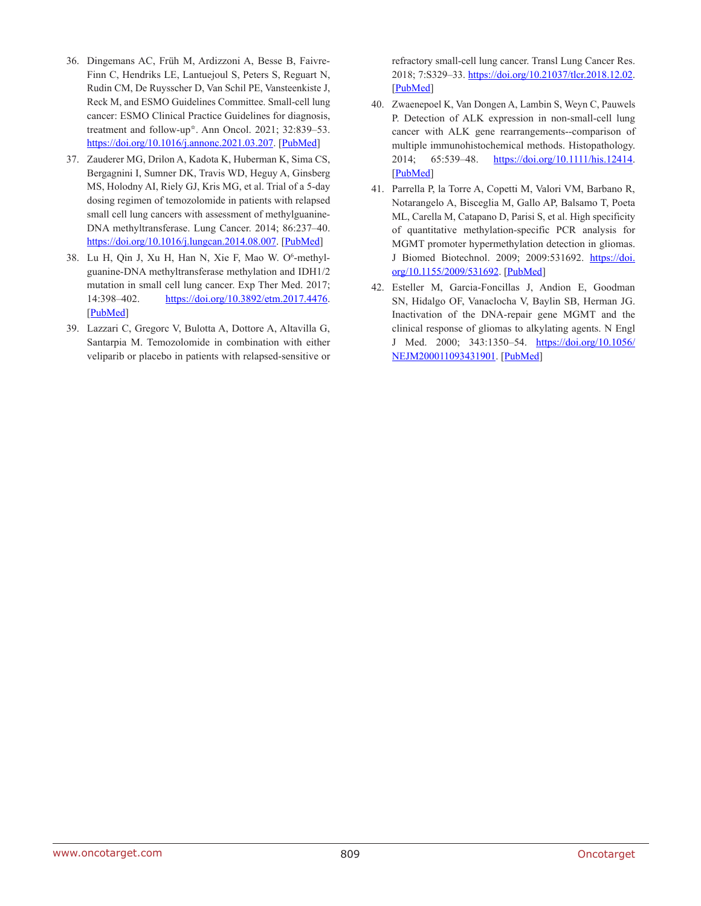36. Dingemans AC, Früh M, Ardizzoni A, Besse B, Faivre-Finn C, Hendriks LE, Lantuejoul S, Peters S, Reguart N, Rudin CM, De Ruysscher D, Van Schil PE, Vansteenkiste J, Reck M, and ESMO Guidelines Committee. Small-cell lung cancer: ESMO Clinical Practice Guidelines for diagnosis, treatment and follow-up☆. Ann Oncol. 2021; 32:839–53. https://doi.org/10.1016/j.annonc.2021.03.207. [PubMed]

37. Zauderer MG, Drilon A, Kadota K, Huberman K, Sima CS, Bergagnini I, Sumner DK, Travis WD, Heguy A, Ginsberg MS, Holodny AI, Riely GJ, Kris MG, et al. Trial of a 5-day dosing regimen of temozolomide in patients with relapsed small cell lung cancers with assessment of methylguanine-DNA methyltransferase. Lung Cancer. 2014; 86:237–40. https://doi.org/10.1016/j.lungcan.2014.08.007. [PubMed]

38. Lu H, Qin J, Xu H, Han N, Xie F, Mao W. O$^6$-methylguanine-DNA methyltransferase methylation and IDH1/2 mutation in small cell lung cancer. Exp Ther Med. 2017; 14:398–402. https://doi.org/10.3892/etm.2017.4476. [PubMed]

39. Lazzari C, Gregorc V, Bulotta A, Dottore A, Altavilla G, Santarpia M. Temozolomide in combination with either veliparib or placebo in patients with relapsed-sensitive or refractory small-cell lung cancer. Transl Lung Cancer Res. 2018; 7:S329–33. https://doi.org/10.21037/tlcr.2018.12.02. [PubMed]

40. Zwaenepoel K, Van Dongen A, Lambin S, Weyn C, Pauwels P. Detection of ALK expression in non-small-cell lung cancer with ALK gene rearrangements--comparison of multiple immunohistochemical methods. Histopathology. 2014; 65:539–48. https://doi.org/10.1111/his.12414. [PubMed]

41. Parrella P, la Torre A, Copetti M, Valori VM, Barbano R, Notarangelo A, Bisceglia M, Gallo AP, Balsamo T, Poeta ML, Carella M, Catapano D, Parisi S, et al. High specificity of quantitative methylation-specific PCR analysis for MGMT promoter hypermethylation detection in gliomas. J Biomed Biotechnol. 2009; 2009:531692. https://doi.org/10.1155/2009/531692. [PubMed]

42. Esteller M, Garcia-Foncillas J, Andion E, Goodman SN, Hidalgo OF, Vanaclocha V, Baylin SB, Herman JG. Inactivation of the DNA-repair gene MGMT and the clinical response of gliomas to alkylating agents. N Engl J Med. 2000; 343:1350–54. https://doi.org/10.1056/NEJM200011093431901. [PubMed]